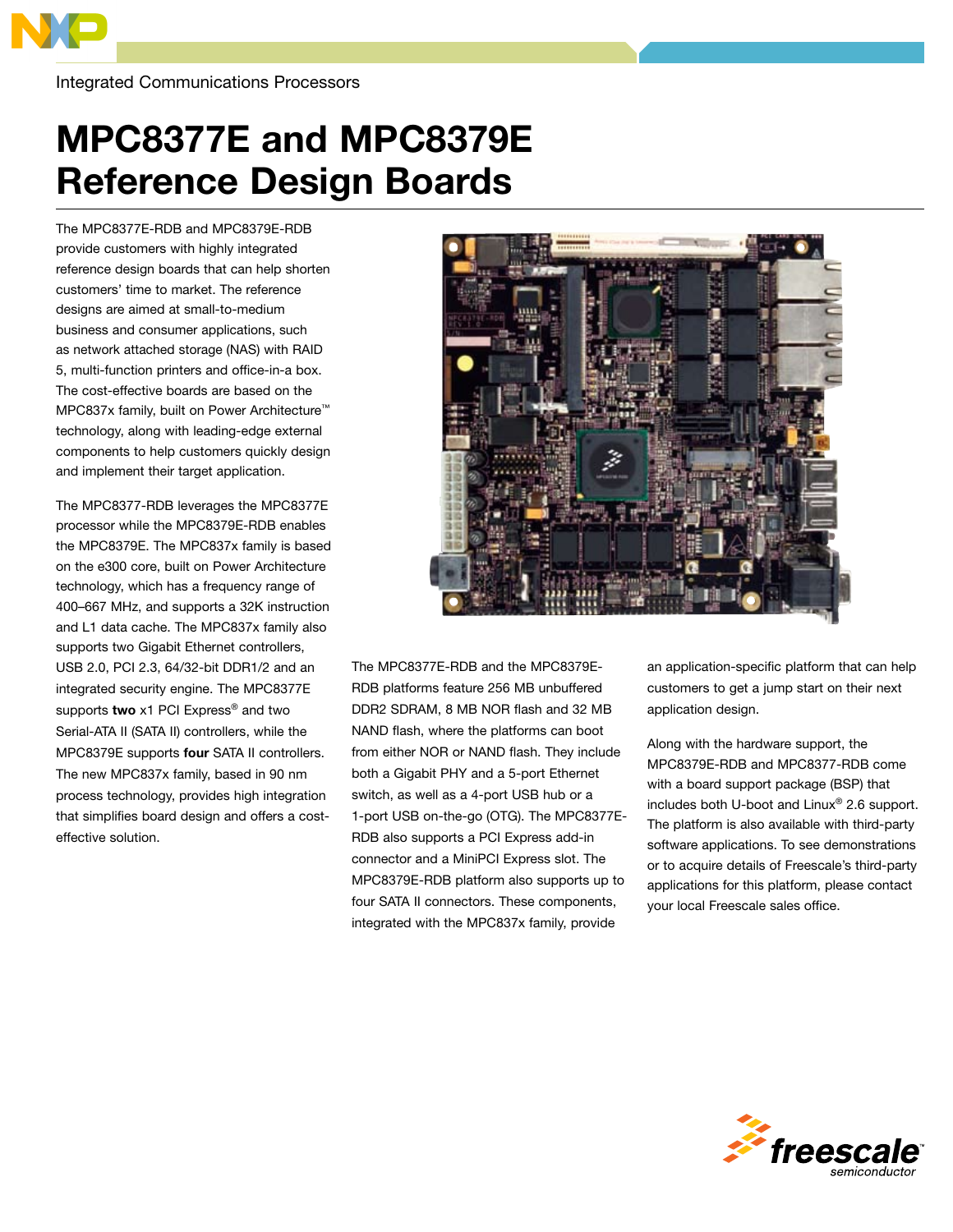Integrated Communications Processors

# MPC8377E and MPC8379E Reference Design Boards

The MPC8377E-RDB and MPC8379E-RDB provide customers with highly integrated reference design boards that can help shorten customers' time to market. The reference designs are aimed at small-to-medium business and consumer applications, such as network attached storage (NAS) with RAID 5, multi-function printers and office-in-a box. The cost-effective boards are based on the MPC837x family, built on Power Architecture™ technology, along with leading-edge external components to help customers quickly design and implement their target application.

The MPC8377-RDB leverages the MPC8377E processor while the MPC8379E-RDB enables the MPC8379E. The MPC837x family is based on the e300 core, built on Power Architecture technology, which has a frequency range of 400–667 MHz, and supports a 32K instruction and L1 data cache. The MPC837x family also supports two Gigabit Ethernet controllers, USB 2.0, PCI 2.3, 64/32-bit DDR1/2 and an integrated security engine. The MPC8377E supports **two** x1 PCI Express® and two Serial-ATA II (SATA II) controllers, while the MPC8379E supports **four** SATA II controllers. The new MPC837x family, based in 90 nm process technology, provides high integration that simplifies board design and offers a cost-effective solution.

The MPC8377E-RDB and the MPC8379E-RDB platforms feature 256 MB unbuffered DDR2 SDRAM, 8 MB NOR flash and 32 MB NAND flash, where the platforms can boot from either NOR or NAND flash. They include both a Gigabit PHY and a 5-port Ethernet switch, as well as a 4-port USB hub or a 1-port USB on-the-go (OTG). The MPC8377E-RDB also supports a PCI Express add-in connector and a MiniPCI Express slot. The MPC8379E-RDB platform also supports up to four SATA II connectors. These components, integrated with the MPC837x family, provide an application-specific platform that can help customers to get a jump start on their next application design.

Along with the hardware support, the MPC8379E-RDB and MPC8377-RDB come with a board support package (BSP) that includes both U-boot and Linux® 2.6 support. The platform is also available with third-party software applications. To see demonstrations or to acquire details of Freescale's third-party applications for this platform, please contact your local Freescale sales office.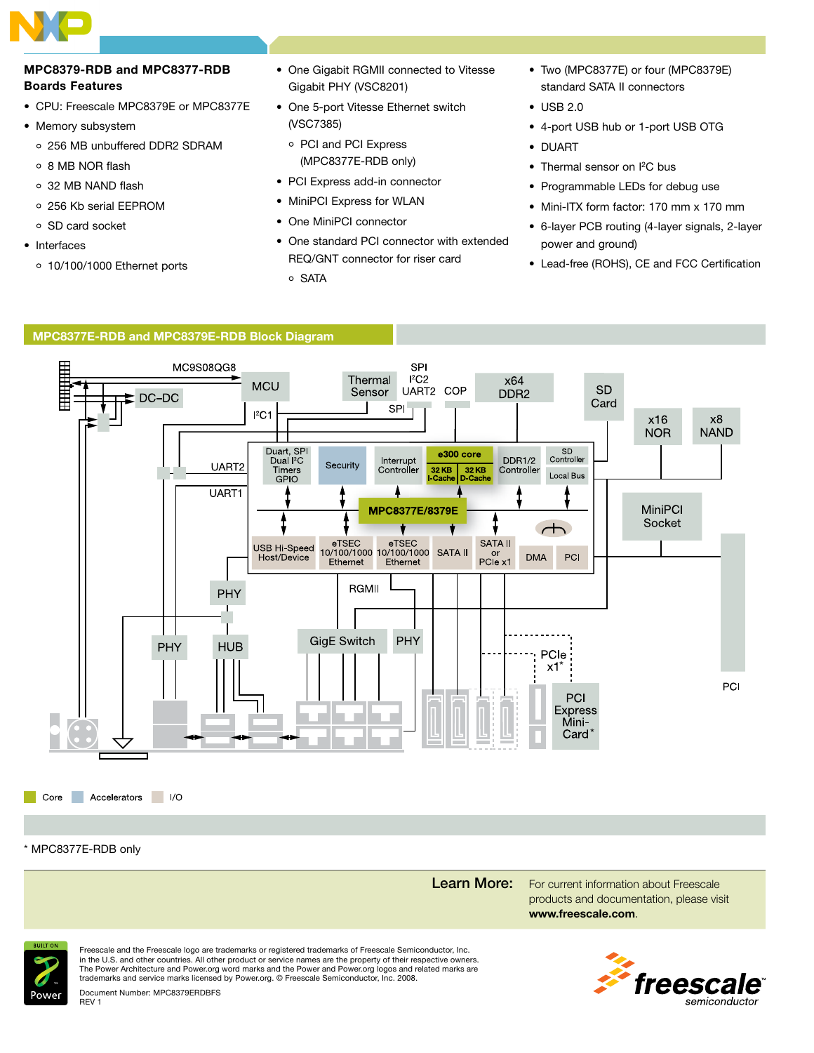## MPC8379-RDB and MPC8377-RDB Boards Features

- CPU: Freescale MPC8379E or MPC8377E
- Memory subsystem
  - 256 MB unbuffered DDR2 SDRAM
  - 8 MB NOR flash
  - 32 MB NAND flash
  - 256 Kb serial EEPROM
  - SD card socket
- Interfaces
  - 10/100/1000 Ethernet ports
- One Gigabit RGMII connected to Vitesse Gigabit PHY (VSC8201)
- One 5-port Vitesse Ethernet switch (VSC7385)
  - PCI and PCI Express (MPC8377E-RDB only)
- PCI Express add-in connector
- MiniPCI Express for WLAN
- One MiniPCI connector
- One standard PCI connector with extended REQ/GNT connector for riser card
  - SATA
- Two (MPC8377E) or four (MPC8379E) standard SATA II connectors
- USB 2.0
- 4-port USB hub or 1-port USB OTG
- DUART
- Thermal sensor on I²C bus
- Programmable LEDs for debug use
- Mini-ITX form factor: 170 mm x 170 mm
- 6-layer PCB routing (4-layer signals, 2-layer power and ground)
- Lead-free (ROHS), CE and FCC Certification

## MPC8377E-RDB and MPC8379E-RDB Block Diagram

MC9S08QG8
MCU
DC-DC
I²C1
Thermal Sensor
SPI
I²C2
UART2
SPI
COP
x64 DDR2
SD Card
x16 NOR
x8 NAND
UART2
UART1
Duart, SPI Dual I²C Timers GPIO
Security
Interrupt Controller
e300 core
32 KB I-Cache
32 KB D-Cache
DDR1/2 Controller
SD Controller
Local Bus
MPC8377E/8379E
MiniPCI Socket
USB Hi-Speed Host/Device
eTSEC 10/100/1000 Ethernet
eTSEC 10/100/1000 Ethernet
SATA II
SATA II or PCIe x1
DMA
PCI
RGMII
PHY
PHY
HUB
GigE Switch
PHY
PCIe x1*
PCI Express Mini-Card*
PCI

Core
Accelerators
I/O

\* MPC8377E-RDB only

**Learn More:** For current information about Freescale products and documentation, please visit **www.freescale.com**.

Freescale and the Freescale logo are trademarks or registered trademarks of Freescale Semiconductor, Inc. in the U.S. and other countries. All other product or service names are the property of their respective owners. The Power Architecture and Power.org word marks and the Power and Power.org logos and related marks are trademarks and service marks licensed by Power.org. © Freescale Semiconductor, Inc. 2008.

Document Number: MPC8379ERDBFS
REV 1